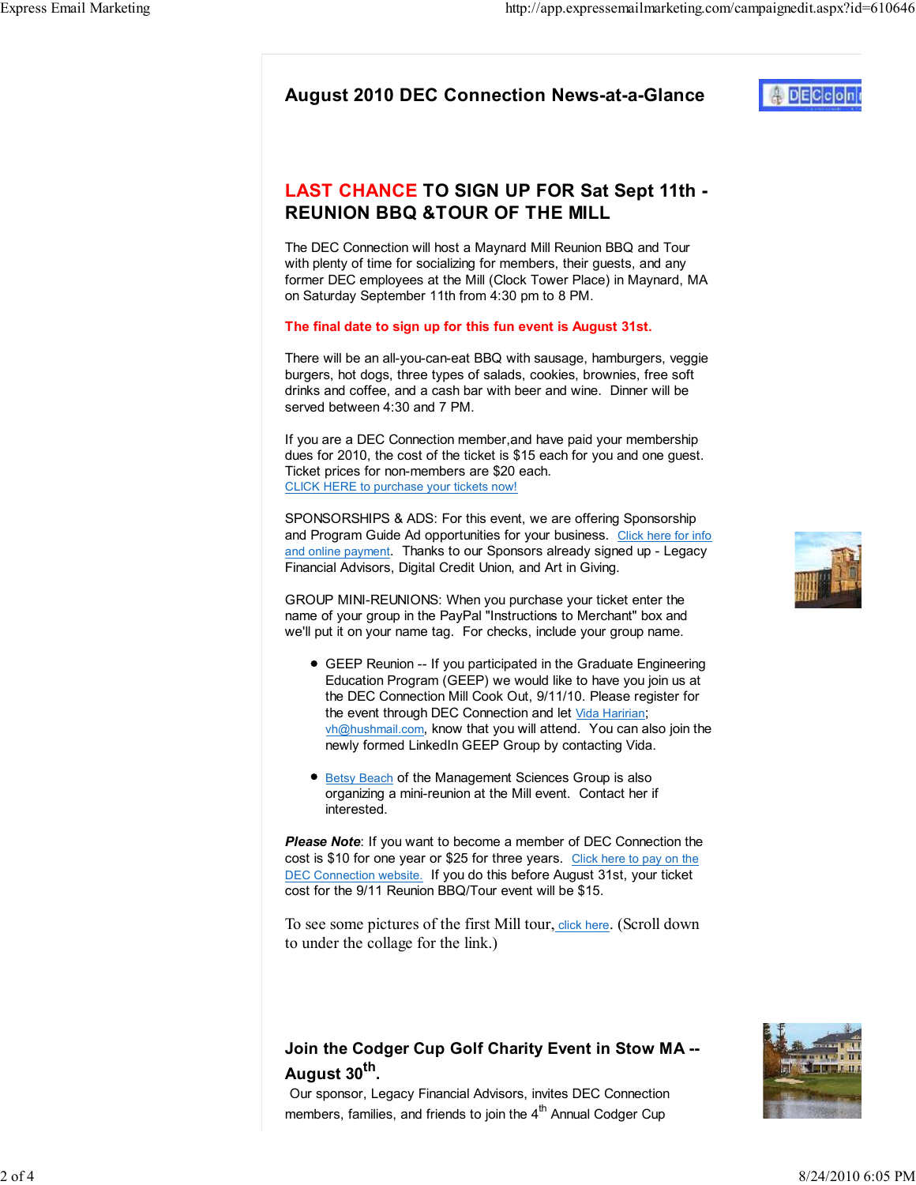# August 2010 DEC Connection News-at-a-Glance

## LAST CHANCE TO SIGN UP FOR Sat Sept 11th - REUNION BBQ &TOUR OF THE MILL

The DEC Connection will host a Maynard Mill Reunion BBQ and Tour with plenty of time for socializing for members, their guests, and any former DEC employees at the Mill (Clock Tower Place) in Maynard, MA on Saturday September 11th from 4:30 pm to 8 PM.

**The final date to sign up for this fun event is August 31st.**

There will be an all-you-can-eat BBQ with sausage, hamburgers, veggie burgers, hot dogs, three types of salads, cookies, brownies, free soft drinks and coffee, and a cash bar with beer and wine. Dinner will be served between 4:30 and 7 PM.

If you are a DEC Connection member,and have paid your membership dues for 2010, the cost of the ticket is $15 each for you and one guest. Ticket prices for non-members are $20 each.
CLICK HERE to purchase your tickets now!

SPONSORSHIPS & ADS: For this event, we are offering Sponsorship and Program Guide Ad opportunities for your business. Click here for info and online payment. Thanks to our Sponsors already signed up - Legacy Financial Advisors, Digital Credit Union, and Art in Giving.

GROUP MINI-REUNIONS: When you purchase your ticket enter the name of your group in the PayPal "Instructions to Merchant" box and we'll put it on your name tag. For checks, include your group name.

- GEEP Reunion -- If you participated in the Graduate Engineering Education Program (GEEP) we would like to have you join us at the DEC Connection Mill Cook Out, 9/11/10. Please register for the event through DEC Connection and let Vida Haririan; vh@hushmail.com, know that you will attend. You can also join the newly formed LinkedIn GEEP Group by contacting Vida.

- Betsy Beach of the Management Sciences Group is also organizing a mini-reunion at the Mill event. Contact her if interested.

***Please Note***: If you want to become a member of DEC Connection the cost is $10 for one year or $25 for three years. Click here to pay on the DEC Connection website. If you do this before August 31st, your ticket cost for the 9/11 Reunion BBQ/Tour event will be $15.

To see some pictures of the first Mill tour, click here. (Scroll down to under the collage for the link.)

## Join the Codger Cup Golf Charity Event in Stow MA -- August 30th.

Our sponsor, Legacy Financial Advisors, invites DEC Connection members, families, and friends to join the 4th Annual Codger Cup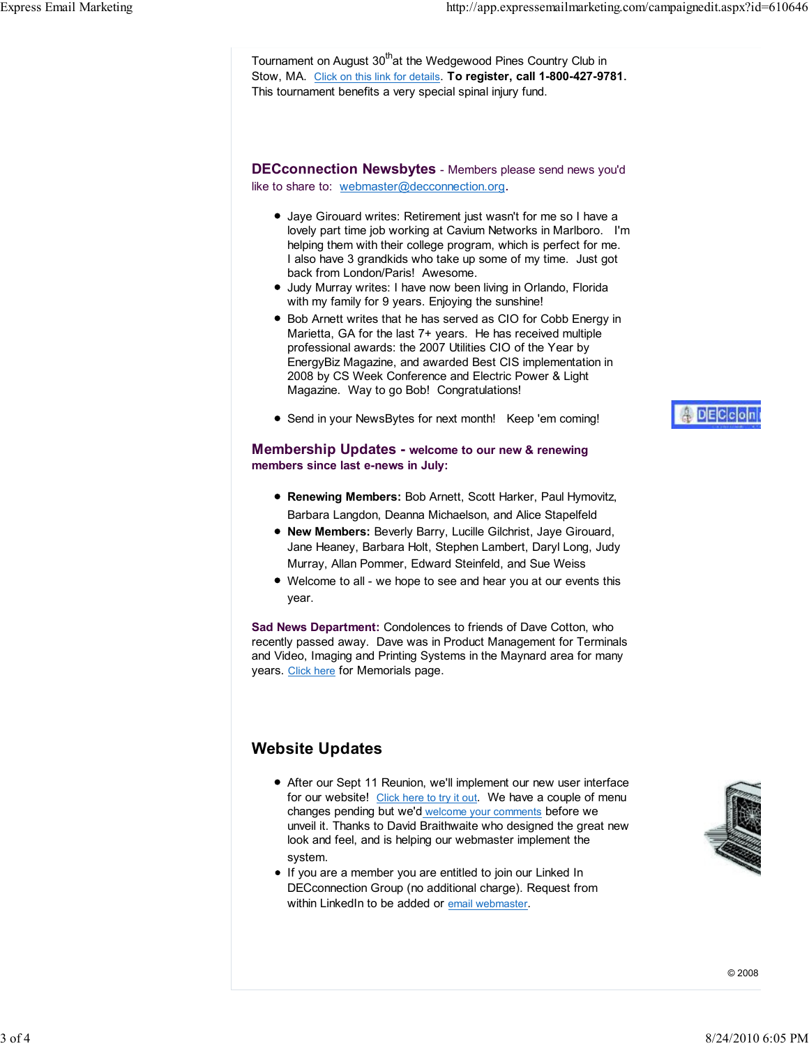Tournament on August 30th at the Wedgewood Pines Country Club in Stow, MA. Click on this link for details. **To register, call 1-800-427-9781.** This tournament benefits a very special spinal injury fund.

**DECconnection Newsbytes** - Members please send news you'd like to share to: webmaster@decconnection.org.

- Jaye Girouard writes: Retirement just wasn't for me so I have a lovely part time job working at Cavium Networks in Marlboro. I'm helping them with their college program, which is perfect for me. I also have 3 grandkids who take up some of my time. Just got back from London/Paris! Awesome.
- Judy Murray writes: I have now been living in Orlando, Florida with my family for 9 years. Enjoying the sunshine!
- Bob Arnett writes that he has served as CIO for Cobb Energy in Marietta, GA for the last 7+ years. He has received multiple professional awards: the 2007 Utilities CIO of the Year by EnergyBiz Magazine, and awarded Best CIS implementation in 2008 by CS Week Conference and Electric Power & Light Magazine. Way to go Bob! Congratulations!
- Send in your NewsBytes for next month! Keep 'em coming!

**Membership Updates - welcome to our new & renewing members since last e-news in July:**

- **Renewing Members:** Bob Arnett, Scott Harker, Paul Hymovitz, Barbara Langdon, Deanna Michaelson, and Alice Stapelfeld
- **New Members:** Beverly Barry, Lucille Gilchrist, Jaye Girouard, Jane Heaney, Barbara Holt, Stephen Lambert, Daryl Long, Judy Murray, Allan Pommer, Edward Steinfeld, and Sue Weiss
- Welcome to all - we hope to see and hear you at our events this year.

**Sad News Department:** Condolences to friends of Dave Cotton, who recently passed away. Dave was in Product Management for Terminals and Video, Imaging and Printing Systems in the Maynard area for many years. Click here for Memorials page.

## Website Updates

- After our Sept 11 Reunion, we'll implement our new user interface for our website! Click here to try it out. We have a couple of menu changes pending but we'd welcome your comments before we unveil it. Thanks to David Braithwaite who designed the great new look and feel, and is helping our webmaster implement the system.
- If you are a member you are entitled to join our Linked In DECconnection Group (no additional charge). Request from within LinkedIn to be added or email webmaster.

© 2008